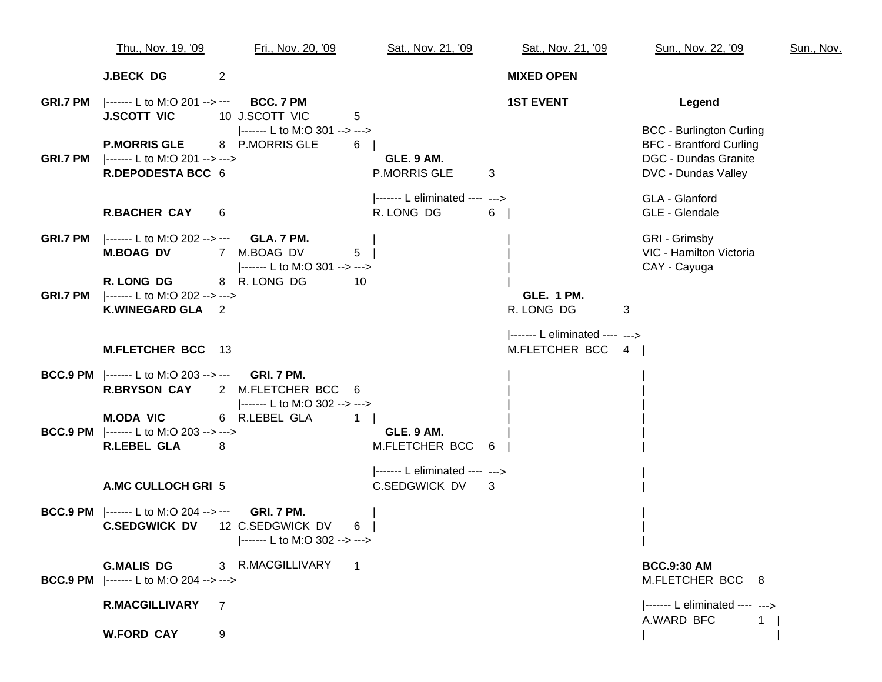| | Thu., Nov. 19, '09 | | Fri., Nov. 20, '09 | | Sat., Nov. 21, '09 | | Sat., Nov. 21, '09 | | Sun., Nov. 22, '09 | | Sun., Nov. |
|---|---|---|---|---|---|---|---|---|---|---|---|
| | **J.BECK DG** | 2 | | | | | **MIXED OPEN** | | | | |
| **GRI.7 PM** | \|------- L to M:O 201 --> --- | | **BCC. 7 PM** | | | | **1ST EVENT** | | **Legend** | | |
| | **J.SCOTT VIC** | 10 | J.SCOTT VIC | 5 | | | | | | | |
| | | | \|------- L to M:O 301 --> ---> | | | | | | BCC - Burlington Curling | | |
| | **P.MORRIS GLE** | 8 | P.MORRIS GLE | 6 | \| | | | | BFC - Brantford Curling | | |
| **GRI.7 PM** | \|------- L to M:O 201 --> ---> | | | | **GLE. 9 AM.** | | | | DGC - Dundas Granite | | |
| | **R.DEPODESTA BCC** | 6 | | | P.MORRIS GLE | 3 | | | DVC - Dundas Valley | | |
| | | | | | \|------- L eliminated ---- ---> | | | | GLA - Glanford | | |
| | **R.BACHER CAY** | 6 | | | R. LONG DG | 6 | \| | | GLE - Glendale | | |
| **GRI.7 PM** | \|------- L to M:O 202 --> --- | | **GLA. 7 PM.** | | \| | | \| | | GRI - Grimsby | | |
| | **M.BOAG DV** | 7 | M.BOAG DV | 5 | \| | | \| | | VIC - Hamilton Victoria | | |
| | | | \|------- L to M:O 301 --> ---> | | | | \| | | CAY - Cayuga | | |
| | **R. LONG DG** | 8 | R. LONG DG | 10 | | | \| | | | | |
| **GRI.7 PM** | \|------- L to M:O 202 --> ---> | | | | | | **GLE. 1 PM.** | | | | |
| | **K.WINEGARD GLA** | 2 | | | | | R. LONG DG | 3 | | | |
| | | | | | | | \|------- L eliminated ---- ---> | | | | |
| | **M.FLETCHER BCC** | 13 | | | | | M.FLETCHER BCC | 4 | \| | | |
| **BCC.9 PM** | \|------- L to M:O 203 --> --- | | **GRI. 7 PM.** | | | | \| | | \| | | |
| | **R.BRYSON CAY** | 2 | M.FLETCHER BCC | 6 | | | \| | | \| | | |
| | | | \|------- L to M:O 302 --> ---> | | | | \| | | \| | | |
| | **M.ODA VIC** | 6 | R.LEBEL GLA | 1 | \| | | \| | | \| | | |
| **BCC.9 PM** | \|------- L to M:O 203 --> ---> | | | | **GLE. 9 AM.** | | \| | | \| | | |
| | **R.LEBEL GLA** | 8 | | | M.FLETCHER BCC | 6 | \| | | \| | | |
| | | | | | \|------- L eliminated ---- ---> | | | | \| | | |
| | **A.MC CULLOCH GRI** | 5 | | | C.SEDGWICK DV | 3 | | | \| | | |
| **BCC.9 PM** | \|------- L to M:O 204 --> --- | | **GRI. 7 PM.** | | \| | | | | \| | | |
| | **C.SEDGWICK DV** | 12 | C.SEDGWICK DV | 6 | \| | | | | \| | | |
| | | | \|------- L to M:O 302 --> ---> | | | | | | \| | | |
| | **G.MALIS DG** | 3 | R.MACGILLIVARY | 1 | | | | | **BCC.9:30 AM** | | |
| **BCC.9 PM** | \|------- L to M:O 204 --> ---> | | | | | | | | M.FLETCHER BCC | 8 | |
| | **R.MACGILLIVARY** | 7 | | | | | | | \|------- L eliminated ---- ---> | | |
| | | | | | | | | | A.WARD BFC | 1 | \| |
| | **W.FORD CAY** | 9 | | | | | | | \| | | \| |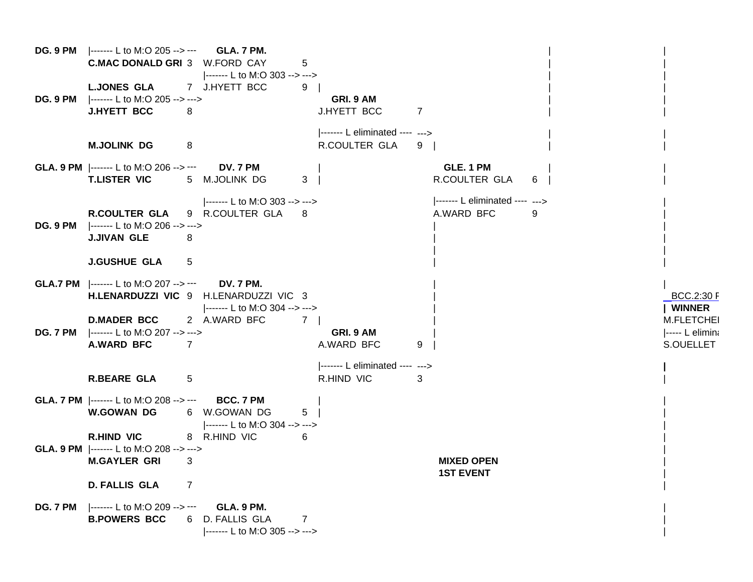**MIXED OPEN**
**1ST EVENT**

| Time | Player | Score | Time | Player | Score | Time | Player | Score | Time | Player | Score |
|---|---|---|---|---|---|---|---|---|---|---|---|
| **DG. 9 PM** | \|------- L to M:O 205 --> --- | | **GLA. 7 PM.** | | | | | | | | |
| | **C.MAC DONALD GRI** | 3 | W.FORD CAY | 5 | | | | | | | |
| | | | \|------- L to M:O 303 --> ---> | | | | | | | | |
| | **L.JONES GLA** | 7 | J.HYETT BCC | 9 | | | | | | | |
| **DG. 9 PM** | \|------- L to M:O 205 --> ---> | | | | | **GRI. 9 AM** | | | | | |
| | **J.HYETT BCC** | 8 | | | | J.HYETT BCC | 7 | | | | |
| | | | | | | \|------- L eliminated ---- ---> | | | | | |
| | **M.JOLINK DG** | 8 | | | | R.COULTER GLA | 9 | | | | |
| **GLA. 9 PM** | \|------- L to M:O 206 --> --- | | **DV. 7 PM** | | | | | | **GLE. 1 PM** | | |
| | **T.LISTER VIC** | 5 | M.JOLINK DG | 3 | | | | | R.COULTER GLA | 6 | |
| | | | \|------- L to M:O 303 --> ---> | | | | | | \|------- L eliminated ---- ---> | | |
| | **R.COULTER GLA** | 9 | R.COULTER GLA | 8 | | | | | A.WARD BFC | 9 | |
| **DG. 9 PM** | \|------- L to M:O 206 --> ---> | | | | | | | | | | |
| | **J.JIVAN GLE** | 8 | | | | | | | | | |
| | **J.GUSHUE GLA** | 5 | | | | | | | | | |
| **GLA.7 PM** | \|------- L to M:O 207 --> --- | | **DV. 7 PM.** | | | | | | | | |
| | **H.LENARDUZZI VIC** | 9 | H.LENARDUZZI VIC | 3 | | | | | | | BCC.2:30 P |
| | | | \|------- L to M:O 304 --> ---> | | | | | | | | **\| WINNER** |
| | **D.MADER BCC** | 2 | A.WARD BFC | 7 | | | | | | | M.FLETCHE |
| **DG. 7 PM** | \|------- L to M:O 207 --> ---> | | | | | **GRI. 9 AM** | | | | | \|----- L elimina |
| | **A.WARD BFC** | 7 | | | | A.WARD BFC | 9 | | | | S.OUELLET |
| | | | | | | \|------- L eliminated ---- ---> | | | | | |
| | **R.BEARE GLA** | 5 | | | | R.HIND VIC | 3 | | | | |
| **GLA. 7 PM** | \|------- L to M:O 208 --> --- | | **BCC. 7 PM** | | | | | | | | |
| | **W.GOWAN DG** | 6 | W.GOWAN DG | 5 | | | | | | | |
| | | | \|------- L to M:O 304 --> ---> | | | | | | | | |
| | **R.HIND VIC** | 8 | R.HIND VIC | 6 | | | | | | | |
| **GLA. 9 PM** | \|------- L to M:O 208 --> ---> | | | | | | | | | | |
| | **M.GAYLER GRI** | 3 | | | | | | | | | |
| | **D. FALLIS GLA** | 7 | | | | | | | | | |
| **DG. 7 PM** | \|------- L to M:O 209 --> --- | | **GLA. 9 PM.** | | | | | | | | |
| | **B.POWERS BCC** | 6 | D. FALLIS GLA | 7 | | | | | | | |
| | | | \|------- L to M:O 305 --> ---> | | | | | | | | |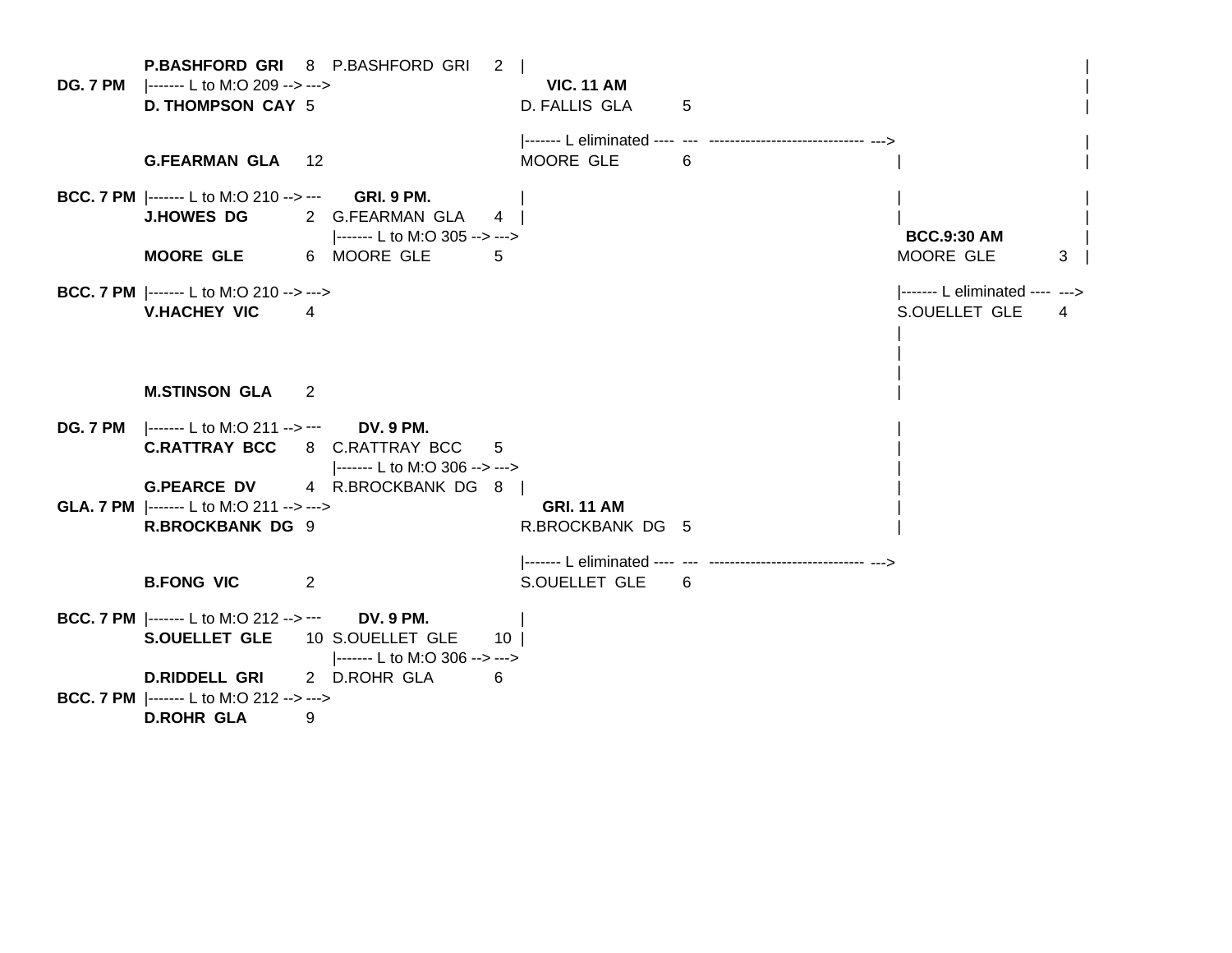**DG. 7 PM** — M:O 209
**P.BASHFORD GRI** 8
**D. THOMPSON CAY** 5
|------- L to M:O 209 --> --->

**BCC. 7 PM** — M:O 210
**G.FEARMAN GLA** 12
**J.HOWES DG** 2
|------- L to M:O 210 --> ---

**BCC. 7 PM** — M:O 210
**MOORE GLE** 6
**V.HACHEY VIC** 4
|------- L to M:O 210 --> --->

**DG. 7 PM** — M:O 211
**M.STINSON GLA** 2
**C.RATTRAY BCC** 8
|------- L to M:O 211 --> ---

**GLA. 7 PM** — M:O 211
**G.PEARCE DV** 4
**R.BROCKBANK DG** 9
|------- L to M:O 211 --> --->

**BCC. 7 PM** — M:O 212
**B.FONG VIC** 2
**S.OUELLET GLE** 10
|------- L to M:O 212 --> ---

**BCC. 7 PM** — M:O 212
**D.RIDDELL GRI** 2
**D.ROHR GLA** 9
|------- L to M:O 212 --> --->

**GRI. 9 PM.**
G.FEARMAN GLA 4
MOORE GLE 5
|------- L to M:O 305 --> --->

**DV. 9 PM.**
C.RATTRAY BCC 5
R.BROCKBANK DG 8
|------- L to M:O 306 --> --->

**DV. 9 PM.**
S.OUELLET GLE 10
D.ROHR GLA 6
|------- L to M:O 306 --> --->

**VIC. 11 AM**
P.BASHFORD GRI 2 (from M:O 209)
D. FALLIS GLA 5
MOORE GLE 6
|------- L eliminated ---- --- ------------------------------ --->

**GRI. 11 AM**
R.BROCKBANK DG 5
S.OUELLET GLE 6
|------- L eliminated ---- --- ------------------------------ --->

**BCC.9:30 AM**
MOORE GLE 3
S.OUELLET GLE 4
|------- L eliminated ---- --->